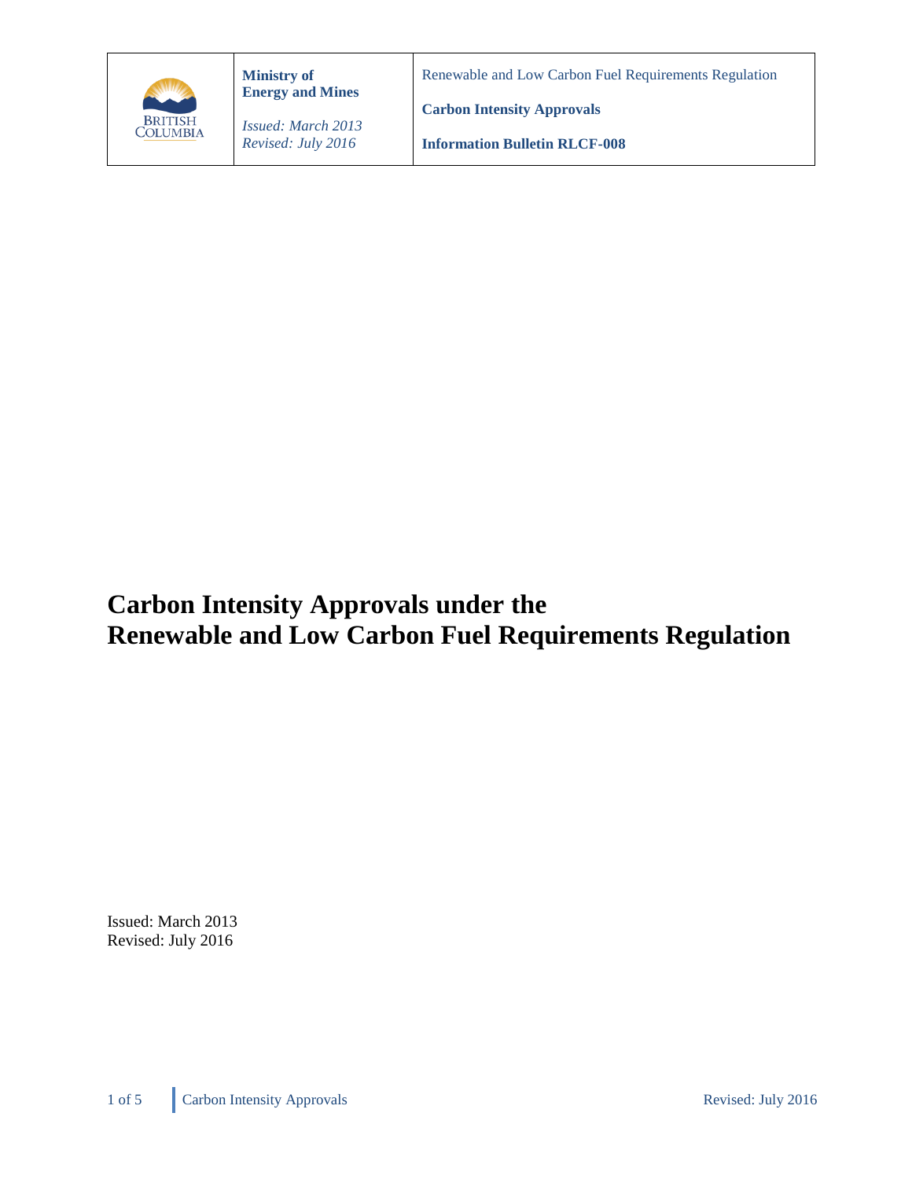| | Ministry of Energy and Mines | Renewable and Low Carbon Fuel Requirements Regulation |
|---|---|---|
| BRITISH COLUMBIA | *Issued: March 2013* *Revised: July 2016* | **Carbon Intensity Approvals** **Information Bulletin RLCF-008** |

# Carbon Intensity Approvals under the Renewable and Low Carbon Fuel Requirements Regulation

Issued: March 2013
Revised: July 2016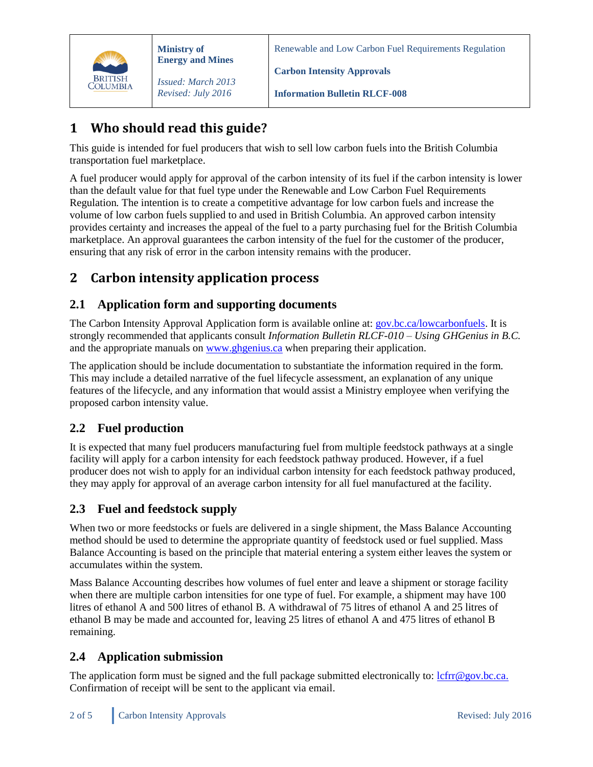| | Ministry of Energy and Mines<br><br>*Issued: March 2013*<br>*Revised: July 2016* | Renewable and Low Carbon Fuel Requirements Regulation<br><br>**Carbon Intensity Approvals**<br><br>**Information Bulletin RLCF-008** |
|---|---|---|

# 1 Who should read this guide?

This guide is intended for fuel producers that wish to sell low carbon fuels into the British Columbia transportation fuel marketplace.

A fuel producer would apply for approval of the carbon intensity of its fuel if the carbon intensity is lower than the default value for that fuel type under the Renewable and Low Carbon Fuel Requirements Regulation*.* The intention is to create a competitive advantage for low carbon fuels and increase the volume of low carbon fuels supplied to and used in British Columbia. An approved carbon intensity provides certainty and increases the appeal of the fuel to a party purchasing fuel for the British Columbia marketplace. An approval guarantees the carbon intensity of the fuel for the customer of the producer, ensuring that any risk of error in the carbon intensity remains with the producer.

# 2 Carbon intensity application process

## 2.1 Application form and supporting documents

The Carbon Intensity Approval Application form is available online at: [gov.bc.ca/lowcarbonfuels](gov.bc.ca/lowcarbonfuels). It is strongly recommended that applicants consult *Information Bulletin RLCF-010 – Using GHGenius in B.C.* and the appropriate manuals on [www.ghgenius.ca](www.ghgenius.ca) when preparing their application.

The application should be include documentation to substantiate the information required in the form. This may include a detailed narrative of the fuel lifecycle assessment, an explanation of any unique features of the lifecycle, and any information that would assist a Ministry employee when verifying the proposed carbon intensity value.

## 2.2 Fuel production

It is expected that many fuel producers manufacturing fuel from multiple feedstock pathways at a single facility will apply for a carbon intensity for each feedstock pathway produced. However, if a fuel producer does not wish to apply for an individual carbon intensity for each feedstock pathway produced, they may apply for approval of an average carbon intensity for all fuel manufactured at the facility.

## 2.3 Fuel and feedstock supply

When two or more feedstocks or fuels are delivered in a single shipment, the Mass Balance Accounting method should be used to determine the appropriate quantity of feedstock used or fuel supplied. Mass Balance Accounting is based on the principle that material entering a system either leaves the system or accumulates within the system.

Mass Balance Accounting describes how volumes of fuel enter and leave a shipment or storage facility when there are multiple carbon intensities for one type of fuel. For example, a shipment may have 100 litres of ethanol A and 500 litres of ethanol B. A withdrawal of 75 litres of ethanol A and 25 litres of ethanol B may be made and accounted for, leaving 25 litres of ethanol A and 475 litres of ethanol B remaining.

## 2.4 Application submission

The application form must be signed and the full package submitted electronically to: [lcfrr@gov.bc.ca.](mailto:lcfrr@gov.bc.ca) Confirmation of receipt will be sent to the applicant via email.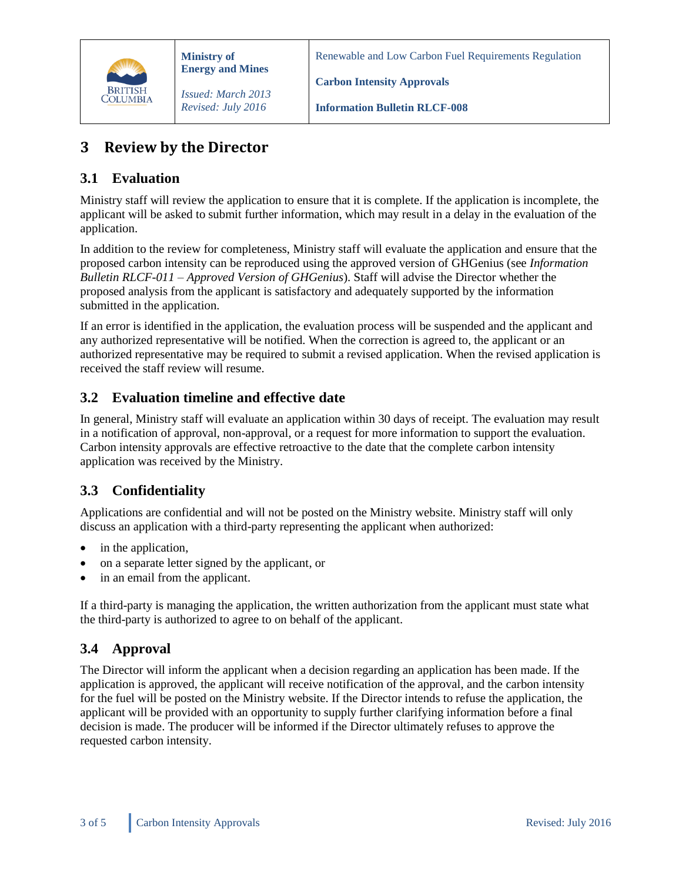# 3 Review by the Director

## 3.1 Evaluation

Ministry staff will review the application to ensure that it is complete. If the application is incomplete, the applicant will be asked to submit further information, which may result in a delay in the evaluation of the application.

In addition to the review for completeness, Ministry staff will evaluate the application and ensure that the proposed carbon intensity can be reproduced using the approved version of GHGenius (see *Information Bulletin RLCF-011 – Approved Version of GHGenius*). Staff will advise the Director whether the proposed analysis from the applicant is satisfactory and adequately supported by the information submitted in the application.

If an error is identified in the application, the evaluation process will be suspended and the applicant and any authorized representative will be notified. When the correction is agreed to, the applicant or an authorized representative may be required to submit a revised application. When the revised application is received the staff review will resume.

## 3.2 Evaluation timeline and effective date

In general, Ministry staff will evaluate an application within 30 days of receipt. The evaluation may result in a notification of approval, non-approval, or a request for more information to support the evaluation. Carbon intensity approvals are effective retroactive to the date that the complete carbon intensity application was received by the Ministry.

## 3.3 Confidentiality

Applications are confidential and will not be posted on the Ministry website. Ministry staff will only discuss an application with a third-party representing the applicant when authorized:

- in the application,
- on a separate letter signed by the applicant, or
- in an email from the applicant.

If a third-party is managing the application, the written authorization from the applicant must state what the third-party is authorized to agree to on behalf of the applicant.

## 3.4 Approval

The Director will inform the applicant when a decision regarding an application has been made. If the application is approved, the applicant will receive notification of the approval, and the carbon intensity for the fuel will be posted on the Ministry website. If the Director intends to refuse the application, the applicant will be provided with an opportunity to supply further clarifying information before a final decision is made. The producer will be informed if the Director ultimately refuses to approve the requested carbon intensity.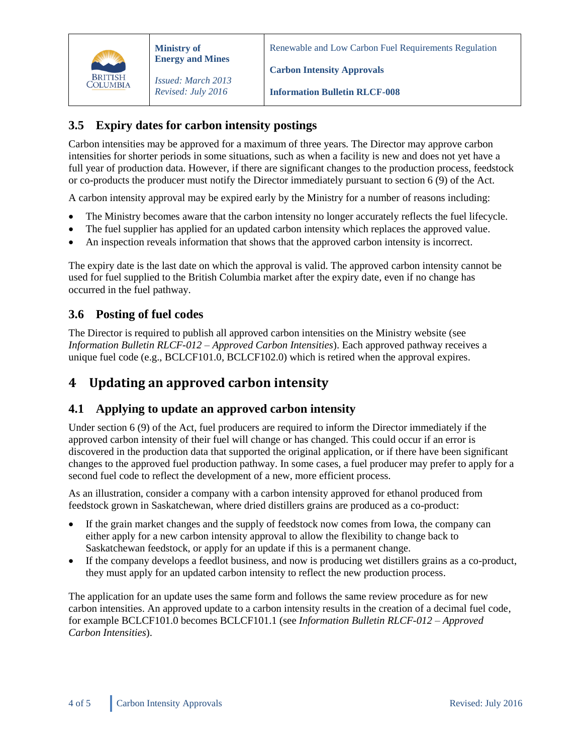### 3.5 Expiry dates for carbon intensity postings

Carbon intensities may be approved for a maximum of three years. The Director may approve carbon intensities for shorter periods in some situations, such as when a facility is new and does not yet have a full year of production data. However, if there are significant changes to the production process, feedstock or co-products the producer must notify the Director immediately pursuant to section 6 (9) of the Act.

A carbon intensity approval may be expired early by the Ministry for a number of reasons including:

- The Ministry becomes aware that the carbon intensity no longer accurately reflects the fuel lifecycle.
- The fuel supplier has applied for an updated carbon intensity which replaces the approved value.
- An inspection reveals information that shows that the approved carbon intensity is incorrect.

The expiry date is the last date on which the approval is valid. The approved carbon intensity cannot be used for fuel supplied to the British Columbia market after the expiry date, even if no change has occurred in the fuel pathway.

### 3.6 Posting of fuel codes

The Director is required to publish all approved carbon intensities on the Ministry website (see *Information Bulletin RLCF-012 – Approved Carbon Intensities*). Each approved pathway receives a unique fuel code (e.g., BCLCF101.0, BCLCF102.0) which is retired when the approval expires.

## 4 Updating an approved carbon intensity

### 4.1 Applying to update an approved carbon intensity

Under section 6 (9) of the Act, fuel producers are required to inform the Director immediately if the approved carbon intensity of their fuel will change or has changed. This could occur if an error is discovered in the production data that supported the original application, or if there have been significant changes to the approved fuel production pathway. In some cases, a fuel producer may prefer to apply for a second fuel code to reflect the development of a new, more efficient process.

As an illustration, consider a company with a carbon intensity approved for ethanol produced from feedstock grown in Saskatchewan, where dried distillers grains are produced as a co-product:

- If the grain market changes and the supply of feedstock now comes from Iowa, the company can either apply for a new carbon intensity approval to allow the flexibility to change back to Saskatchewan feedstock, or apply for an update if this is a permanent change.
- If the company develops a feedlot business, and now is producing wet distillers grains as a co-product, they must apply for an updated carbon intensity to reflect the new production process.

The application for an update uses the same form and follows the same review procedure as for new carbon intensities. An approved update to a carbon intensity results in the creation of a decimal fuel code, for example BCLCF101.0 becomes BCLCF101.1 (see *Information Bulletin RLCF-012 – Approved Carbon Intensities*).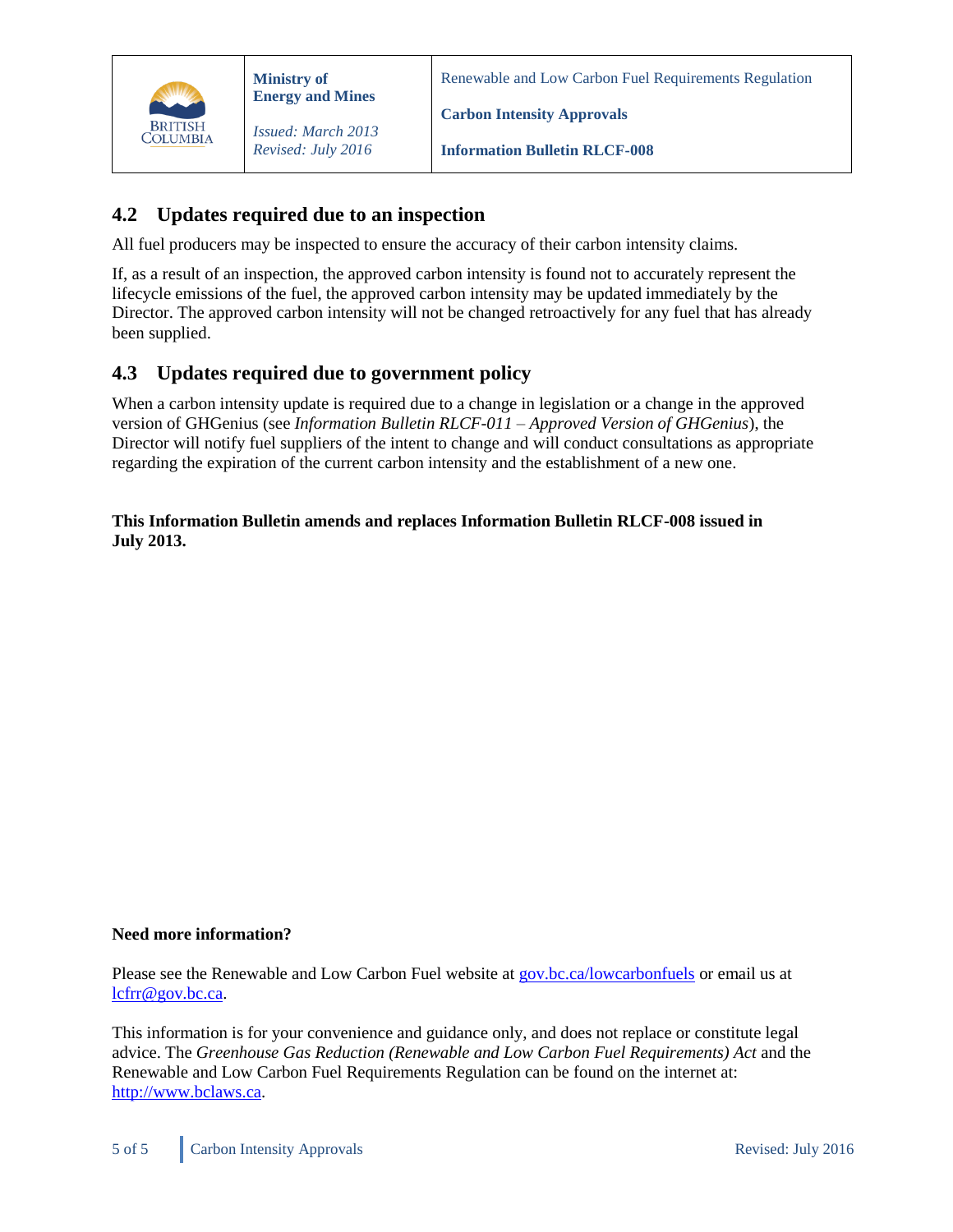## 4.2 Updates required due to an inspection

All fuel producers may be inspected to ensure the accuracy of their carbon intensity claims.

If, as a result of an inspection, the approved carbon intensity is found not to accurately represent the lifecycle emissions of the fuel, the approved carbon intensity may be updated immediately by the Director. The approved carbon intensity will not be changed retroactively for any fuel that has already been supplied.

## 4.3 Updates required due to government policy

When a carbon intensity update is required due to a change in legislation or a change in the approved version of GHGenius (see *Information Bulletin RLCF-011 – Approved Version of GHGenius*), the Director will notify fuel suppliers of the intent to change and will conduct consultations as appropriate regarding the expiration of the current carbon intensity and the establishment of a new one.

**This Information Bulletin amends and replaces Information Bulletin RLCF-008 issued in July 2013.**

**Need more information?**

Please see the Renewable and Low Carbon Fuel website at [gov.bc.ca/lowcarbonfuels](gov.bc.ca/lowcarbonfuels) or email us at [lcfrr@gov.bc.ca](mailto:lcfrr@gov.bc.ca).

This information is for your convenience and guidance only, and does not replace or constitute legal advice. The *Greenhouse Gas Reduction (Renewable and Low Carbon Fuel Requirements) Act* and the Renewable and Low Carbon Fuel Requirements Regulation can be found on the internet at: [http://www.bclaws.ca](http://www.bclaws.ca).